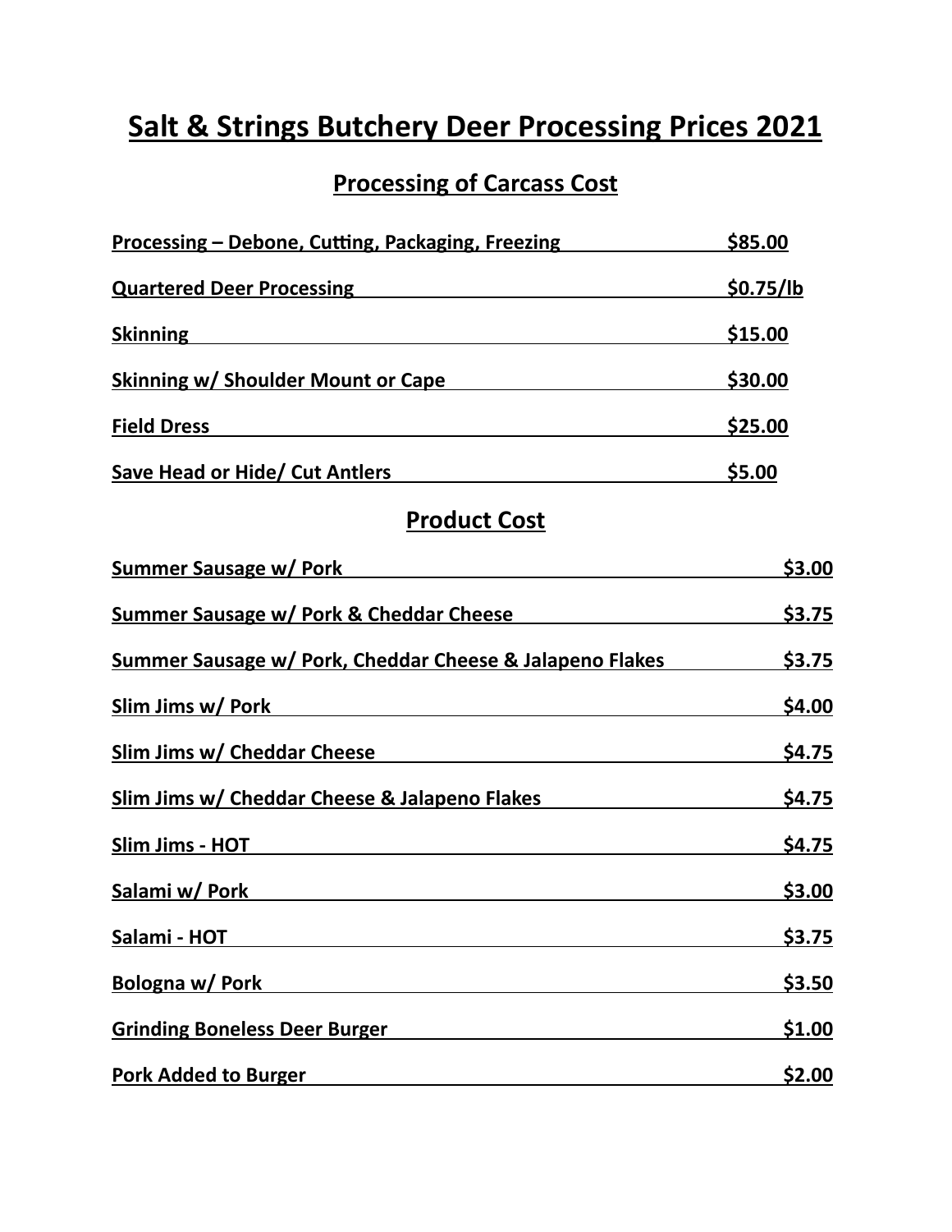# Salt & Strings Butchery Deer Processing Prices 2021

## Processing of Carcass Cost

| Item | Price |
|---|---|
| Processing – Debone, Cutting, Packaging, Freezing | $85.00 |
| Quartered Deer Processing | $0.75/lb |
| Skinning | $15.00 |
| Skinning w/ Shoulder Mount or Cape | $30.00 |
| Field Dress | $25.00 |
| Save Head or Hide/ Cut Antlers | $5.00 |

## Product Cost

| Item | Price |
|---|---|
| Summer Sausage w/ Pork | $3.00 |
| Summer Sausage w/ Pork & Cheddar Cheese | $3.75 |
| Summer Sausage w/ Pork, Cheddar Cheese & Jalapeno Flakes | $3.75 |
| Slim Jims w/ Pork | $4.00 |
| Slim Jims w/ Cheddar Cheese | $4.75 |
| Slim Jims w/ Cheddar Cheese & Jalapeno Flakes | $4.75 |
| Slim Jims - HOT | $4.75 |
| Salami w/ Pork | $3.00 |
| Salami - HOT | $3.75 |
| Bologna w/ Pork | $3.50 |
| Grinding Boneless Deer Burger | $1.00 |
| Pork Added to Burger | $2.00 |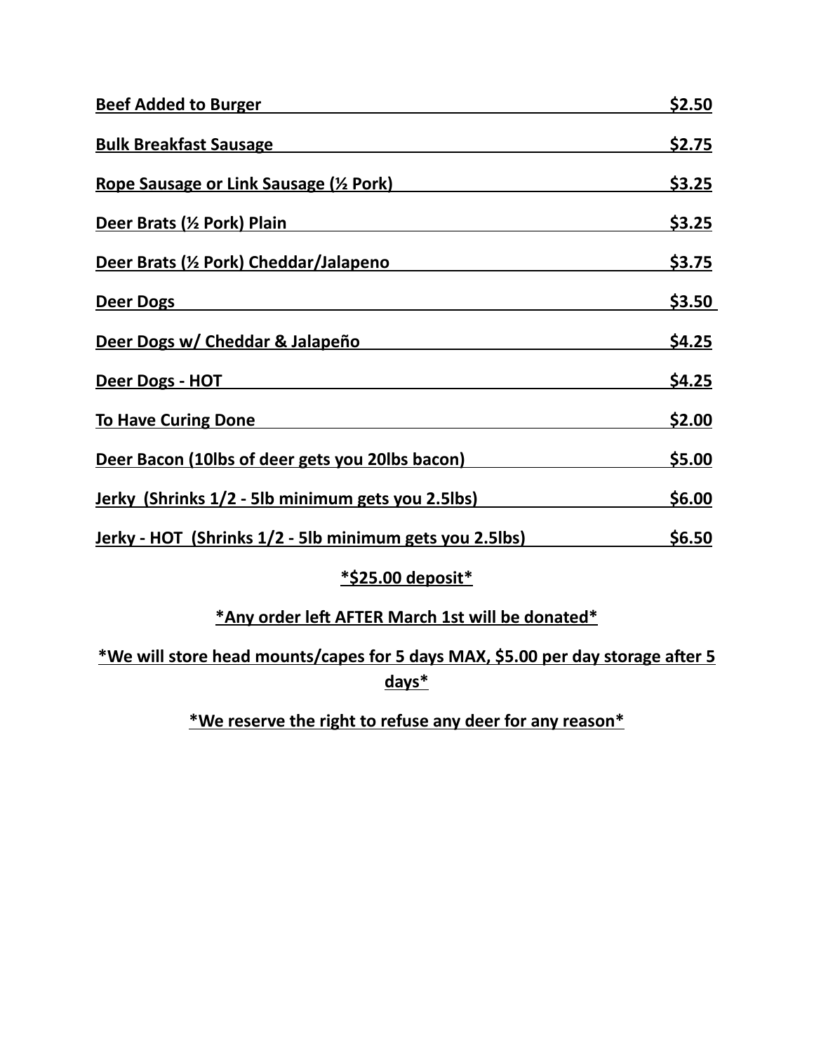| | |
|---|---|
| **Beef Added to Burger** | **$2.50** |
| **Bulk Breakfast Sausage** | **$2.75** |
| **Rope Sausage or Link Sausage (½ Pork)** | **$3.25** |
| **Deer Brats (½ Pork) Plain** | **$3.25** |
| **Deer Brats (½ Pork) Cheddar/Jalapeno** | **$3.75** |
| **Deer Dogs** | **$3.50** |
| **Deer Dogs w/ Cheddar & Jalapeño** | **$4.25** |
| **Deer Dogs - HOT** | **$4.25** |
| **To Have Curing Done** | **$2.00** |
| **Deer Bacon (10lbs of deer gets you 20lbs bacon)** | **$5.00** |
| **Jerky (Shrinks 1/2 - 5lb minimum gets you 2.5lbs)** | **$6.00** |
| **Jerky - HOT (Shrinks 1/2 - 5lb minimum gets you 2.5lbs)** | **$6.50** |

**\*$25.00 deposit\***

**\*Any order left AFTER March 1st will be donated\***

**\*We will store head mounts/capes for 5 days MAX, $5.00 per day storage after 5 days\***

**\*We reserve the right to refuse any deer for any reason\***